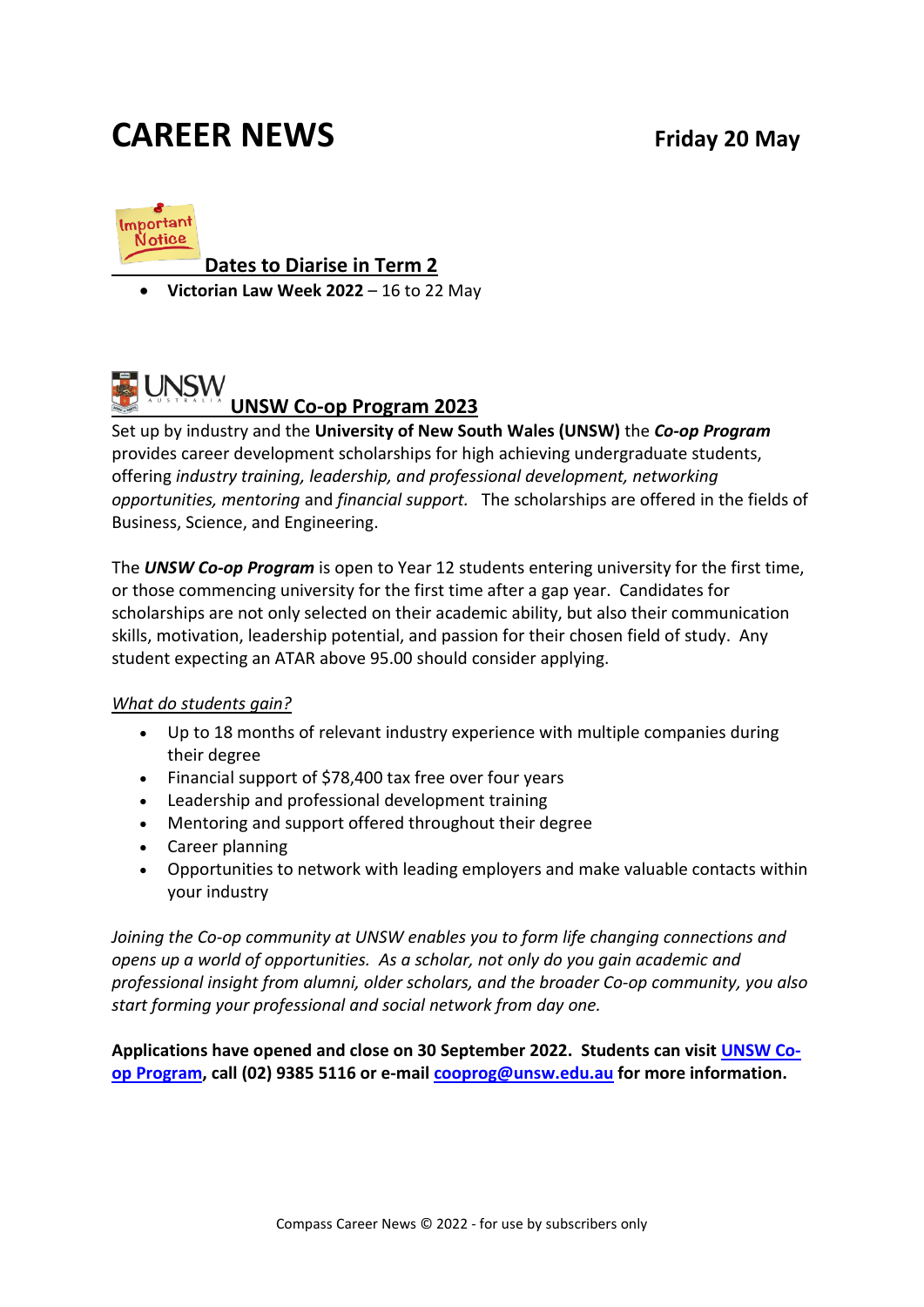# CAREER NEWS

**Friday 20 May**

## Dates to Diarise in Term 2

- **Victorian Law Week 2022** – 16 to 22 May

## UNSW Co-op Program 2023

Set up by industry and the **University of New South Wales (UNSW)** the ***Co-op Program*** provides career development scholarships for high achieving undergraduate students, offering *industry training, leadership, and professional development, networking opportunities, mentoring* and *financial support.* The scholarships are offered in the fields of Business, Science, and Engineering.

The ***UNSW Co-op Program*** is open to Year 12 students entering university for the first time, or those commencing university for the first time after a gap year. Candidates for scholarships are not only selected on their academic ability, but also their communication skills, motivation, leadership potential, and passion for their chosen field of study. Any student expecting an ATAR above 95.00 should consider applying.

*What do students gain?*

- Up to 18 months of relevant industry experience with multiple companies during their degree
- Financial support of $78,400 tax free over four years
- Leadership and professional development training
- Mentoring and support offered throughout their degree
- Career planning
- Opportunities to network with leading employers and make valuable contacts within your industry

*Joining the Co-op community at UNSW enables you to form life changing connections and opens up a world of opportunities. As a scholar, not only do you gain academic and professional insight from alumni, older scholars, and the broader Co-op community, you also start forming your professional and social network from day one.*

**Applications have opened and close on 30 September 2022. Students can visit UNSW Co-op Program, call (02) 9385 5116 or e-mail cooprog@unsw.edu.au for more information.**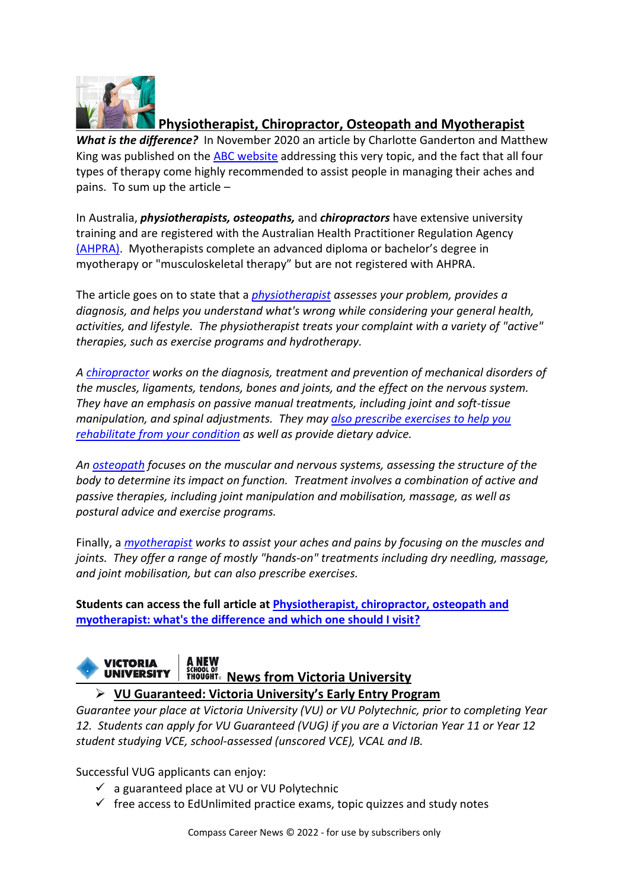## Physiotherapist, Chiropractor, Osteopath and Myotherapist

***What is the difference?*** In November 2020 an article by Charlotte Ganderton and Matthew King was published on the ABC website addressing this very topic, and the fact that all four types of therapy come highly recommended to assist people in managing their aches and pains. To sum up the article –

In Australia, ***physiotherapists, osteopaths,*** and ***chiropractors*** have extensive university training and are registered with the Australian Health Practitioner Regulation Agency (AHPRA). Myotherapists complete an advanced diploma or bachelor's degree in myotherapy or "musculoskeletal therapy" but are not registered with AHPRA.

The article goes on to state that a *physiotherapist assesses your problem, provides a diagnosis, and helps you understand what's wrong while considering your general health, activities, and lifestyle. The physiotherapist treats your complaint with a variety of "active" therapies, such as exercise programs and hydrotherapy.*

*A chiropractor works on the diagnosis, treatment and prevention of mechanical disorders of the muscles, ligaments, tendons, bones and joints, and the effect on the nervous system. They have an emphasis on passive manual treatments, including joint and soft-tissue manipulation, and spinal adjustments. They may also prescribe exercises to help you rehabilitate from your condition as well as provide dietary advice.*

*An osteopath focuses on the muscular and nervous systems, assessing the structure of the body to determine its impact on function. Treatment involves a combination of active and passive therapies, including joint manipulation and mobilisation, massage, as well as postural advice and exercise programs.*

Finally, a *myotherapist works to assist your aches and pains by focusing on the muscles and joints. They offer a range of mostly "hands-on" treatments including dry needling, massage, and joint mobilisation, but can also prescribe exercises.*

**Students can access the full article at Physiotherapist, chiropractor, osteopath and myotherapist: what's the difference and which one should I visit?**

## News from Victoria University

- **VU Guaranteed: Victoria University's Early Entry Program**

*Guarantee your place at Victoria University (VU) or VU Polytechnic, prior to completing Year 12. Students can apply for VU Guaranteed (VUG) if you are a Victorian Year 11 or Year 12 student studying VCE, school-assessed (unscored VCE), VCAL and IB.*

Successful VUG applicants can enjoy:

- ✓ a guaranteed place at VU or VU Polytechnic
- ✓ free access to EdUnlimited practice exams, topic quizzes and study notes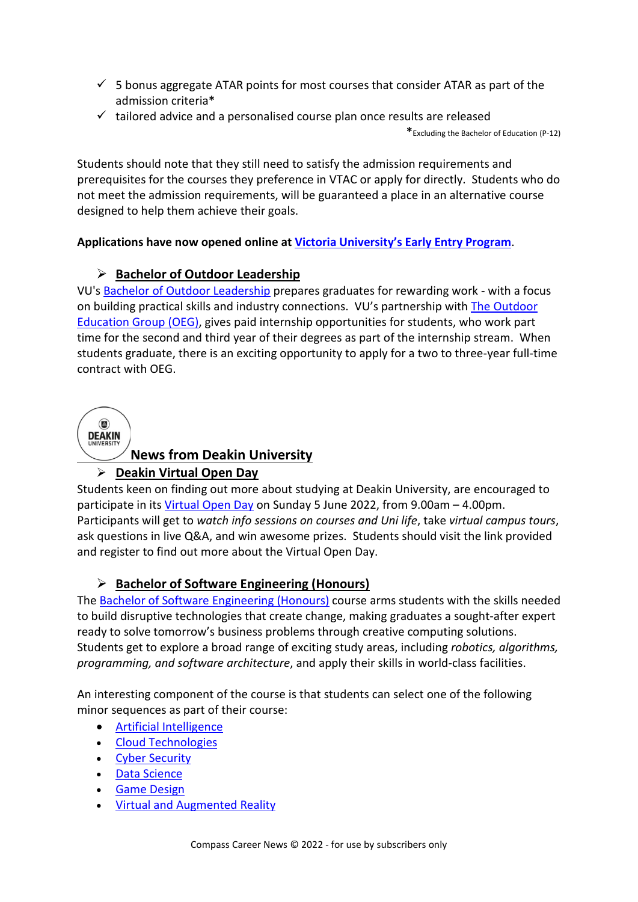- ✓ 5 bonus aggregate ATAR points for most courses that consider ATAR as part of the admission criteria*
- ✓ tailored advice and a personalised course plan once results are released

*Excluding the Bachelor of Education (P-12)

Students should note that they still need to satisfy the admission requirements and prerequisites for the courses they preference in VTAC or apply for directly. Students who do not meet the admission requirements, will be guaranteed a place in an alternative course designed to help them achieve their goals.

**Applications have now opened online at Victoria University's Early Entry Program.**

### Bachelor of Outdoor Leadership

VU's Bachelor of Outdoor Leadership prepares graduates for rewarding work - with a focus on building practical skills and industry connections. VU's partnership with The Outdoor Education Group (OEG), gives paid internship opportunities for students, who work part time for the second and third year of their degrees as part of the internship stream. When students graduate, there is an exciting opportunity to apply for a two to three-year full-time contract with OEG.

## News from Deakin University

### Deakin Virtual Open Day

Students keen on finding out more about studying at Deakin University, are encouraged to participate in its Virtual Open Day on Sunday 5 June 2022, from 9.00am – 4.00pm. Participants will get to *watch info sessions on courses and Uni life*, take *virtual campus tours*, ask questions in live Q&A, and win awesome prizes. Students should visit the link provided and register to find out more about the Virtual Open Day.

### Bachelor of Software Engineering (Honours)

The Bachelor of Software Engineering (Honours) course arms students with the skills needed to build disruptive technologies that create change, making graduates a sought-after expert ready to solve tomorrow's business problems through creative computing solutions. Students get to explore a broad range of exciting study areas, including *robotics, algorithms, programming, and software architecture*, and apply their skills in world-class facilities.

An interesting component of the course is that students can select one of the following minor sequences as part of their course:

- Artificial Intelligence
- Cloud Technologies
- Cyber Security
- Data Science
- Game Design
- Virtual and Augmented Reality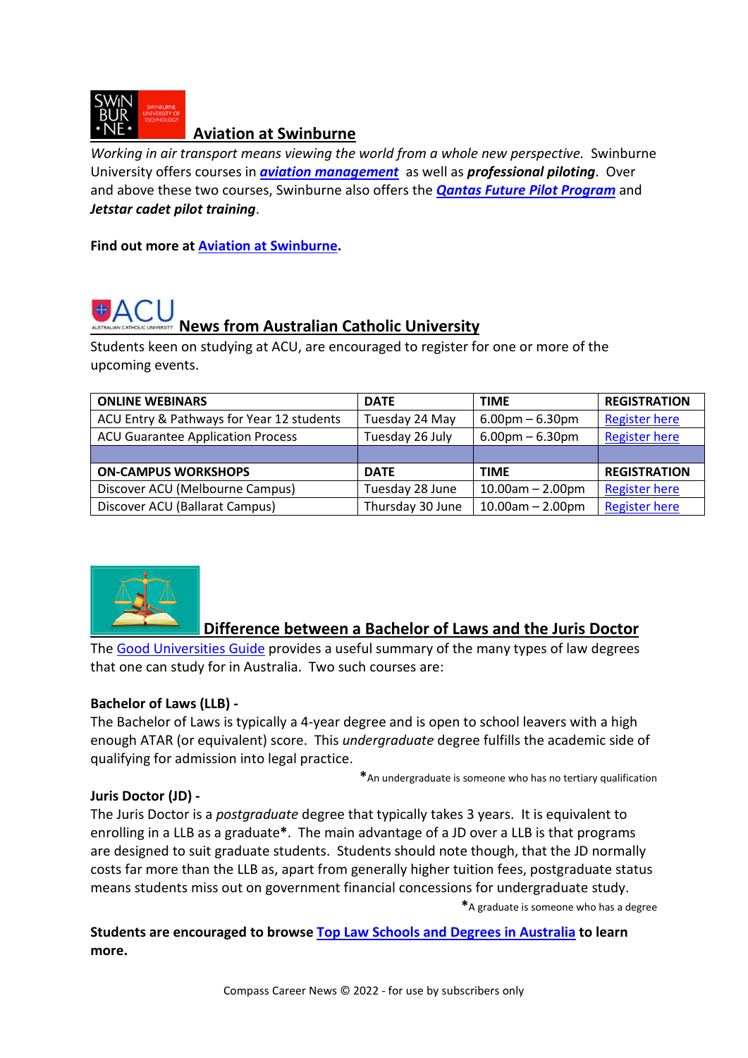## Aviation at Swinburne

*Working in air transport means viewing the world from a whole new perspective.* Swinburne University offers courses in ***aviation management*** as well as ***professional piloting***. Over and above these two courses, Swinburne also offers the ***Qantas Future Pilot Program*** and ***Jetstar cadet pilot training***.

**Find out more at Aviation at Swinburne.**

## News from Australian Catholic University

Students keen on studying at ACU, are encouraged to register for one or more of the upcoming events.

| ONLINE WEBINARS | DATE | TIME | REGISTRATION |
|---|---|---|---|
| ACU Entry & Pathways for Year 12 students | Tuesday 24 May | 6.00pm – 6.30pm | Register here |
| ACU Guarantee Application Process | Tuesday 26 July | 6.00pm – 6.30pm | Register here |
| | | | |
| **ON-CAMPUS WORKSHOPS** | **DATE** | **TIME** | **REGISTRATION** |
| Discover ACU (Melbourne Campus) | Tuesday 28 June | 10.00am – 2.00pm | Register here |
| Discover ACU (Ballarat Campus) | Thursday 30 June | 10.00am – 2.00pm | Register here |

## Difference between a Bachelor of Laws and the Juris Doctor

The Good Universities Guide provides a useful summary of the many types of law degrees that one can study for in Australia. Two such courses are:

**Bachelor of Laws (LLB) -**

The Bachelor of Laws is typically a 4-year degree and is open to school leavers with a high enough ATAR (or equivalent) score. This *undergraduate* degree fulfills the academic side of qualifying for admission into legal practice.

**\***An undergraduate is someone who has no tertiary qualification

**Juris Doctor (JD) -**

The Juris Doctor is a *postgraduate* degree that typically takes 3 years. It is equivalent to enrolling in a LLB as a graduate**\***. The main advantage of a JD over a LLB is that programs are designed to suit graduate students. Students should note though, that the JD normally costs far more than the LLB as, apart from generally higher tuition fees, postgraduate status means students miss out on government financial concessions for undergraduate study.

**\***A graduate is someone who has a degree

**Students are encouraged to browse Top Law Schools and Degrees in Australia to learn more.**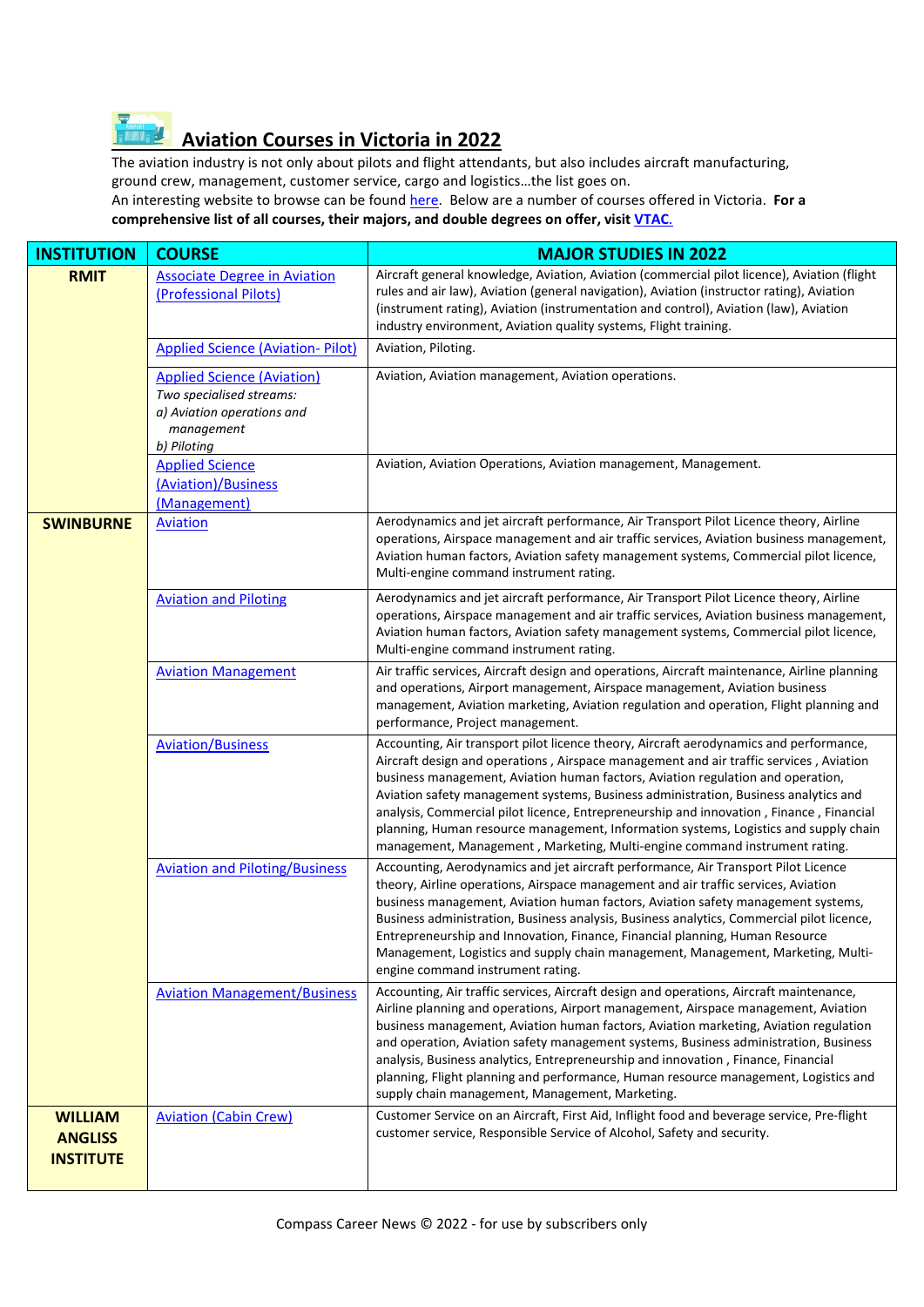## Aviation Courses in Victoria in 2022

The aviation industry is not only about pilots and flight attendants, but also includes aircraft manufacturing, ground crew, management, customer service, cargo and logistics…the list goes on.

An interesting website to browse can be found here. Below are a number of courses offered in Victoria. **For a comprehensive list of all courses, their majors, and double degrees on offer, visit VTAC.**

| INSTITUTION | COURSE | MAJOR STUDIES IN 2022 |
|---|---|---|
| **RMIT** | Associate Degree in Aviation (Professional Pilots) | Aircraft general knowledge, Aviation, Aviation (commercial pilot licence), Aviation (flight rules and air law), Aviation (general navigation), Aviation (instructor rating), Aviation (instrument rating), Aviation (instrumentation and control), Aviation (law), Aviation industry environment, Aviation quality systems, Flight training. |
| | Applied Science (Aviation- Pilot) | Aviation, Piloting. |
| | Applied Science (Aviation) *Two specialised streams: a) Aviation operations and management b) Piloting* | Aviation, Aviation management, Aviation operations. |
| | Applied Science (Aviation)/Business (Management) | Aviation, Aviation Operations, Aviation management, Management. |
| **SWINBURNE** | Aviation | Aerodynamics and jet aircraft performance, Air Transport Pilot Licence theory, Airline operations, Airspace management and air traffic services, Aviation business management, Aviation human factors, Aviation safety management systems, Commercial pilot licence, Multi-engine command instrument rating. |
| | Aviation and Piloting | Aerodynamics and jet aircraft performance, Air Transport Pilot Licence theory, Airline operations, Airspace management and air traffic services, Aviation business management, Aviation human factors, Aviation safety management systems, Commercial pilot licence, Multi-engine command instrument rating. |
| | Aviation Management | Air traffic services, Aircraft design and operations, Aircraft maintenance, Airline planning and operations, Airport management, Airspace management, Aviation business management, Aviation marketing, Aviation regulation and operation, Flight planning and performance, Project management. |
| | Aviation/Business | Accounting, Air transport pilot licence theory, Aircraft aerodynamics and performance, Aircraft design and operations , Airspace management and air traffic services , Aviation business management, Aviation human factors, Aviation regulation and operation, Aviation safety management systems, Business administration, Business analytics and analysis, Commercial pilot licence, Entrepreneurship and innovation , Finance , Financial planning, Human resource management, Information systems, Logistics and supply chain management, Management , Marketing, Multi-engine command instrument rating. |
| | Aviation and Piloting/Business | Accounting, Aerodynamics and jet aircraft performance, Air Transport Pilot Licence theory, Airline operations, Airspace management and air traffic services, Aviation business management, Aviation human factors, Aviation safety management systems, Business administration, Business analysis, Business analytics, Commercial pilot licence, Entrepreneurship and Innovation, Finance, Financial planning, Human Resource Management, Logistics and supply chain management, Management, Marketing, Multi-engine command instrument rating. |
| | Aviation Management/Business | Accounting, Air traffic services, Aircraft design and operations, Aircraft maintenance, Airline planning and operations, Airport management, Airspace management, Aviation business management, Aviation human factors, Aviation marketing, Aviation regulation and operation, Aviation safety management systems, Business administration, Business analysis, Business analytics, Entrepreneurship and innovation , Finance, Financial planning, Flight planning and performance, Human resource management, Logistics and supply chain management, Management, Marketing. |
| **WILLIAM ANGLISS INSTITUTE** | Aviation (Cabin Crew) | Customer Service on an Aircraft, First Aid, Inflight food and beverage service, Pre-flight customer service, Responsible Service of Alcohol, Safety and security. |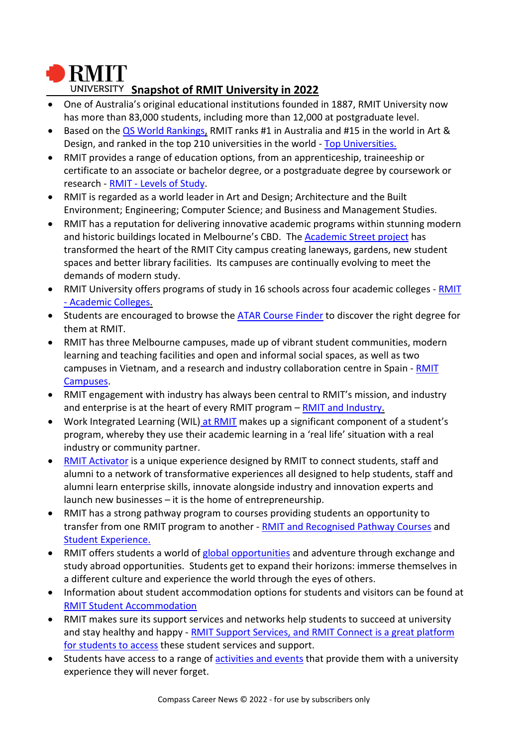RMIT UNIVERSITY

## Snapshot of RMIT University in 2022

- One of Australia's original educational institutions founded in 1887, RMIT University now has more than 83,000 students, including more than 12,000 at postgraduate level.
- Based on the QS World Rankings, RMIT ranks #1 in Australia and #15 in the world in Art & Design, and ranked in the top 210 universities in the world - Top Universities.
- RMIT provides a range of education options, from an apprenticeship, traineeship or certificate to an associate or bachelor degree, or a postgraduate degree by coursework or research - RMIT - Levels of Study.
- RMIT is regarded as a world leader in Art and Design; Architecture and the Built Environment; Engineering; Computer Science; and Business and Management Studies.
- RMIT has a reputation for delivering innovative academic programs within stunning modern and historic buildings located in Melbourne's CBD. The Academic Street project has transformed the heart of the RMIT City campus creating laneways, gardens, new student spaces and better library facilities. Its campuses are continually evolving to meet the demands of modern study.
- RMIT University offers programs of study in 16 schools across four academic colleges - RMIT - Academic Colleges.
- Students are encouraged to browse the ATAR Course Finder to discover the right degree for them at RMIT.
- RMIT has three Melbourne campuses, made up of vibrant student communities, modern learning and teaching facilities and open and informal social spaces, as well as two campuses in Vietnam, and a research and industry collaboration centre in Spain - RMIT Campuses.
- RMIT engagement with industry has always been central to RMIT's mission, and industry and enterprise is at the heart of every RMIT program – RMIT and Industry.
- Work Integrated Learning (WIL) at RMIT makes up a significant component of a student's program, whereby they use their academic learning in a 'real life' situation with a real industry or community partner.
- RMIT Activator is a unique experience designed by RMIT to connect students, staff and alumni to a network of transformative experiences all designed to help students, staff and alumni learn enterprise skills, innovate alongside industry and innovation experts and launch new businesses – it is the home of entrepreneurship.
- RMIT has a strong pathway program to courses providing students an opportunity to transfer from one RMIT program to another - RMIT and Recognised Pathway Courses and Student Experience.
- RMIT offers students a world of global opportunities and adventure through exchange and study abroad opportunities. Students get to expand their horizons: immerse themselves in a different culture and experience the world through the eyes of others.
- Information about student accommodation options for students and visitors can be found at RMIT Student Accommodation
- RMIT makes sure its support services and networks help students to succeed at university and stay healthy and happy - RMIT Support Services, and RMIT Connect is a great platform for students to access these student services and support.
- Students have access to a range of activities and events that provide them with a university experience they will never forget.

Compass Career News © 2022 - for use by subscribers only